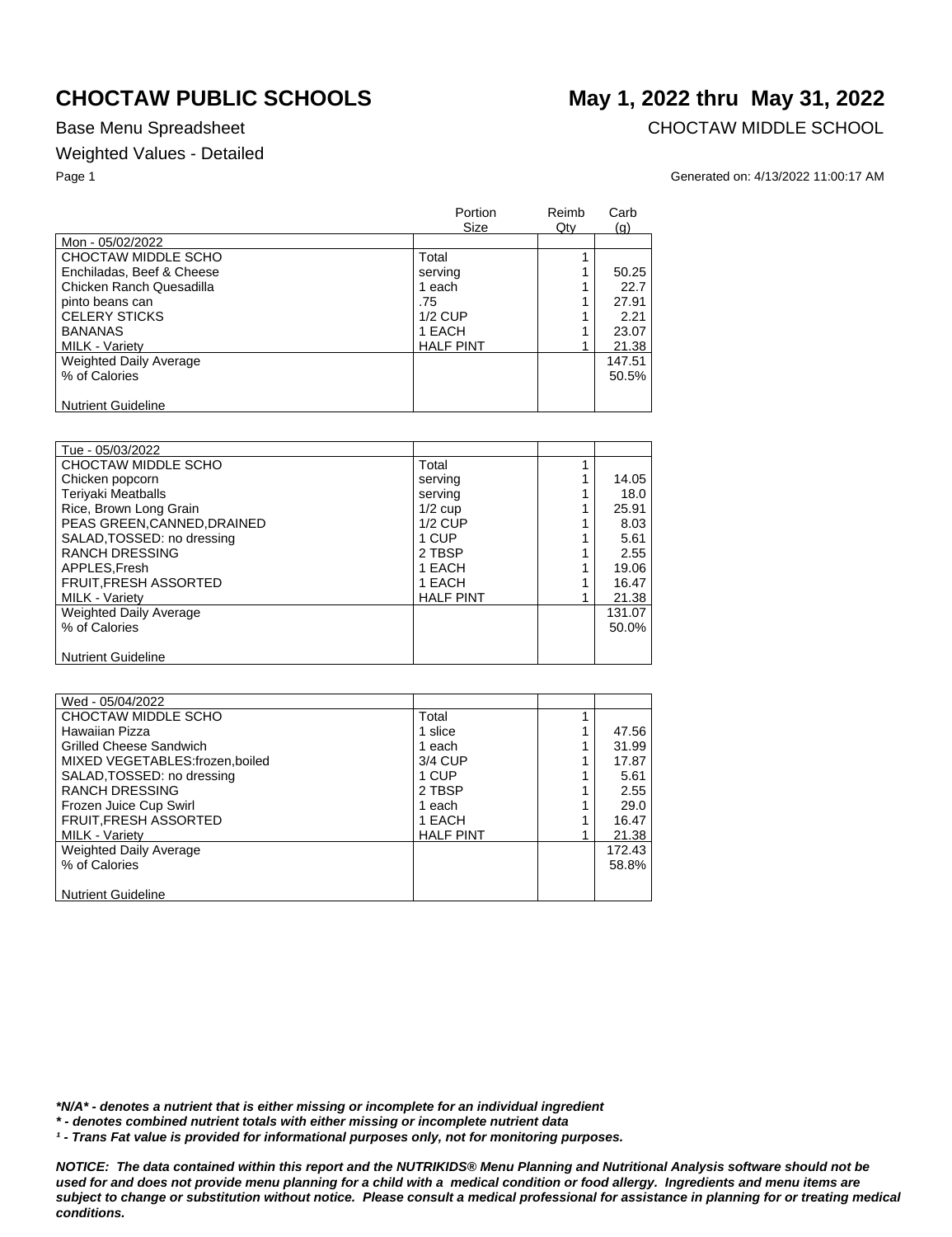# CHOCTAW PUBLIC SCHOOLS

# May 1, 2022 thru May 31, 2022

Base Menu Spreadsheet

CHOCTAW MIDDLE SCHOOL

Weighted Values - Detailed

Generated on: 4/13/2022 11:00:17 AM

| | Portion Size | Reimb Qty | Carb (g) |
|---|---|---|---|
| Mon - 05/02/2022 | | | |
| CHOCTAW MIDDLE SCHO | Total | 1 | |
| Enchiladas, Beef & Cheese | serving | 1 | 50.25 |
| Chicken Ranch Quesadilla | 1 each | 1 | 22.7 |
| pinto beans can | .75 | 1 | 27.91 |
| CELERY STICKS | 1/2 CUP | 1 | 2.21 |
| BANANAS | 1 EACH | 1 | 23.07 |
| MILK - Variety | HALF PINT | 1 | 21.38 |
| Weighted Daily Average | | | 147.51 |
| % of Calories | | | 50.5% |
| Nutrient Guideline | | | |

| | Portion Size | Reimb Qty | Carb (g) |
|---|---|---|---|
| Tue - 05/03/2022 | | | |
| CHOCTAW MIDDLE SCHO | Total | 1 | |
| Chicken popcorn | serving | 1 | 14.05 |
| Teriyaki Meatballs | serving | 1 | 18.0 |
| Rice, Brown Long Grain | 1/2 cup | 1 | 25.91 |
| PEAS GREEN,CANNED,DRAINED | 1/2 CUP | 1 | 8.03 |
| SALAD,TOSSED: no dressing | 1 CUP | 1 | 5.61 |
| RANCH DRESSING | 2 TBSP | 1 | 2.55 |
| APPLES,Fresh | 1 EACH | 1 | 19.06 |
| FRUIT,FRESH ASSORTED | 1 EACH | 1 | 16.47 |
| MILK - Variety | HALF PINT | 1 | 21.38 |
| Weighted Daily Average | | | 131.07 |
| % of Calories | | | 50.0% |
| Nutrient Guideline | | | |

| | Portion Size | Reimb Qty | Carb (g) |
|---|---|---|---|
| Wed - 05/04/2022 | | | |
| CHOCTAW MIDDLE SCHO | Total | 1 | |
| Hawaiian Pizza | 1 slice | 1 | 47.56 |
| Grilled Cheese Sandwich | 1 each | 1 | 31.99 |
| MIXED VEGETABLES:frozen,boiled | 3/4 CUP | 1 | 17.87 |
| SALAD,TOSSED: no dressing | 1 CUP | 1 | 5.61 |
| RANCH DRESSING | 2 TBSP | 1 | 2.55 |
| Frozen Juice Cup Swirl | 1 each | 1 | 29.0 |
| FRUIT,FRESH ASSORTED | 1 EACH | 1 | 16.47 |
| MILK - Variety | HALF PINT | 1 | 21.38 |
| Weighted Daily Average | | | 172.43 |
| % of Calories | | | 58.8% |
| Nutrient Guideline | | | |

***N/A* - denotes a nutrient that is either missing or incomplete for an individual ingredient**

***\* - denotes combined nutrient totals with either missing or incomplete nutrient data***

***¹ - Trans Fat value is provided for informational purposes only, not for monitoring purposes.***

***NOTICE: The data contained within this report and the NUTRIKIDS® Menu Planning and Nutritional Analysis software should not be used for and does not provide menu planning for a child with a medical condition or food allergy. Ingredients and menu items are subject to change or substitution without notice. Please consult a medical professional for assistance in planning for or treating medical conditions.***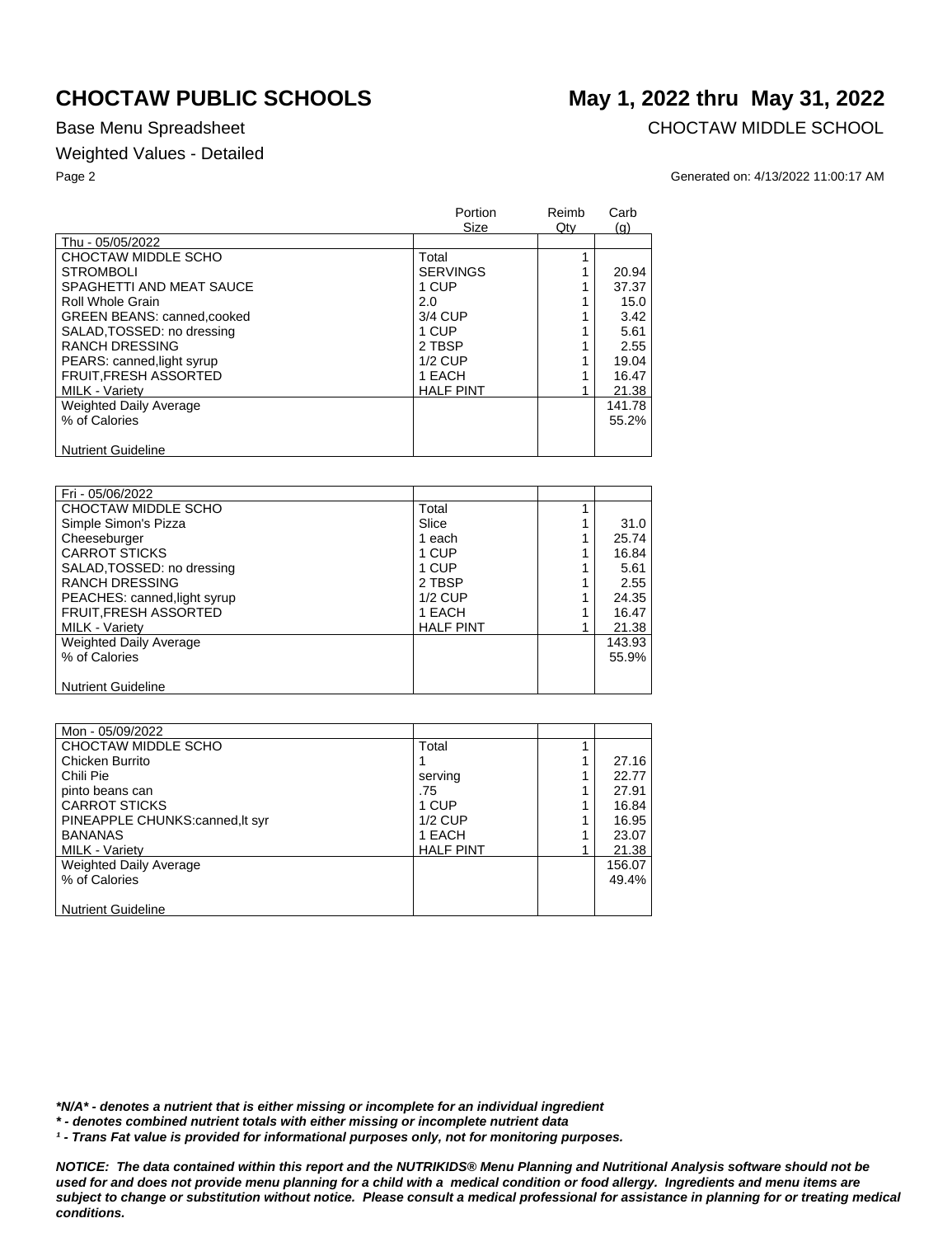# CHOCTAW PUBLIC SCHOOLS

# May 1, 2022 thru May 31, 2022

Base Menu Spreadsheet

CHOCTAW MIDDLE SCHOOL

Weighted Values - Detailed

Generated on: 4/13/2022 11:00:17 AM

| | Portion Size | Reimb Qty | Carb (g) |
|---|---|---|---|
| Thu - 05/05/2022 | | | |
| CHOCTAW MIDDLE SCHO | Total | 1 | |
| STROMBOLI | SERVINGS | 1 | 20.94 |
| SPAGHETTI AND MEAT SAUCE | 1 CUP | 1 | 37.37 |
| Roll Whole Grain | 2.0 | 1 | 15.0 |
| GREEN BEANS: canned,cooked | 3/4 CUP | 1 | 3.42 |
| SALAD,TOSSED: no dressing | 1 CUP | 1 | 5.61 |
| RANCH DRESSING | 2 TBSP | 1 | 2.55 |
| PEARS: canned,light syrup | 1/2 CUP | 1 | 19.04 |
| FRUIT,FRESH ASSORTED | 1 EACH | 1 | 16.47 |
| MILK - Variety | HALF PINT | 1 | 21.38 |
| Weighted Daily Average | | | 141.78 |
| % of Calories | | | 55.2% |
| Nutrient Guideline | | | |

| | Portion Size | Reimb Qty | Carb (g) |
|---|---|---|---|
| Fri - 05/06/2022 | | | |
| CHOCTAW MIDDLE SCHO | Total | 1 | |
| Simple Simon's Pizza | Slice | 1 | 31.0 |
| Cheeseburger | 1 each | 1 | 25.74 |
| CARROT STICKS | 1 CUP | 1 | 16.84 |
| SALAD,TOSSED: no dressing | 1 CUP | 1 | 5.61 |
| RANCH DRESSING | 2 TBSP | 1 | 2.55 |
| PEACHES: canned,light syrup | 1/2 CUP | 1 | 24.35 |
| FRUIT,FRESH ASSORTED | 1 EACH | 1 | 16.47 |
| MILK - Variety | HALF PINT | 1 | 21.38 |
| Weighted Daily Average | | | 143.93 |
| % of Calories | | | 55.9% |
| Nutrient Guideline | | | |

| | Portion Size | Reimb Qty | Carb (g) |
|---|---|---|---|
| Mon - 05/09/2022 | | | |
| CHOCTAW MIDDLE SCHO | Total | 1 | |
| Chicken Burrito | 1 | 1 | 27.16 |
| Chili Pie | serving | 1 | 22.77 |
| pinto beans can | .75 | 1 | 27.91 |
| CARROT STICKS | 1 CUP | 1 | 16.84 |
| PINEAPPLE CHUNKS:canned,lt syr | 1/2 CUP | 1 | 16.95 |
| BANANAS | 1 EACH | 1 | 23.07 |
| MILK - Variety | HALF PINT | 1 | 21.38 |
| Weighted Daily Average | | | 156.07 |
| % of Calories | | | 49.4% |
| Nutrient Guideline | | | |

***N/A* - denotes a nutrient that is either missing or incomplete for an individual ingredient**

*** - denotes combined nutrient totals with either missing or incomplete nutrient data**

***¹ - Trans Fat value is provided for informational purposes only, not for monitoring purposes.***

***NOTICE: The data contained within this report and the NUTRIKIDS® Menu Planning and Nutritional Analysis software should not be used for and does not provide menu planning for a child with a medical condition or food allergy. Ingredients and menu items are subject to change or substitution without notice. Please consult a medical professional for assistance in planning for or treating medical conditions.***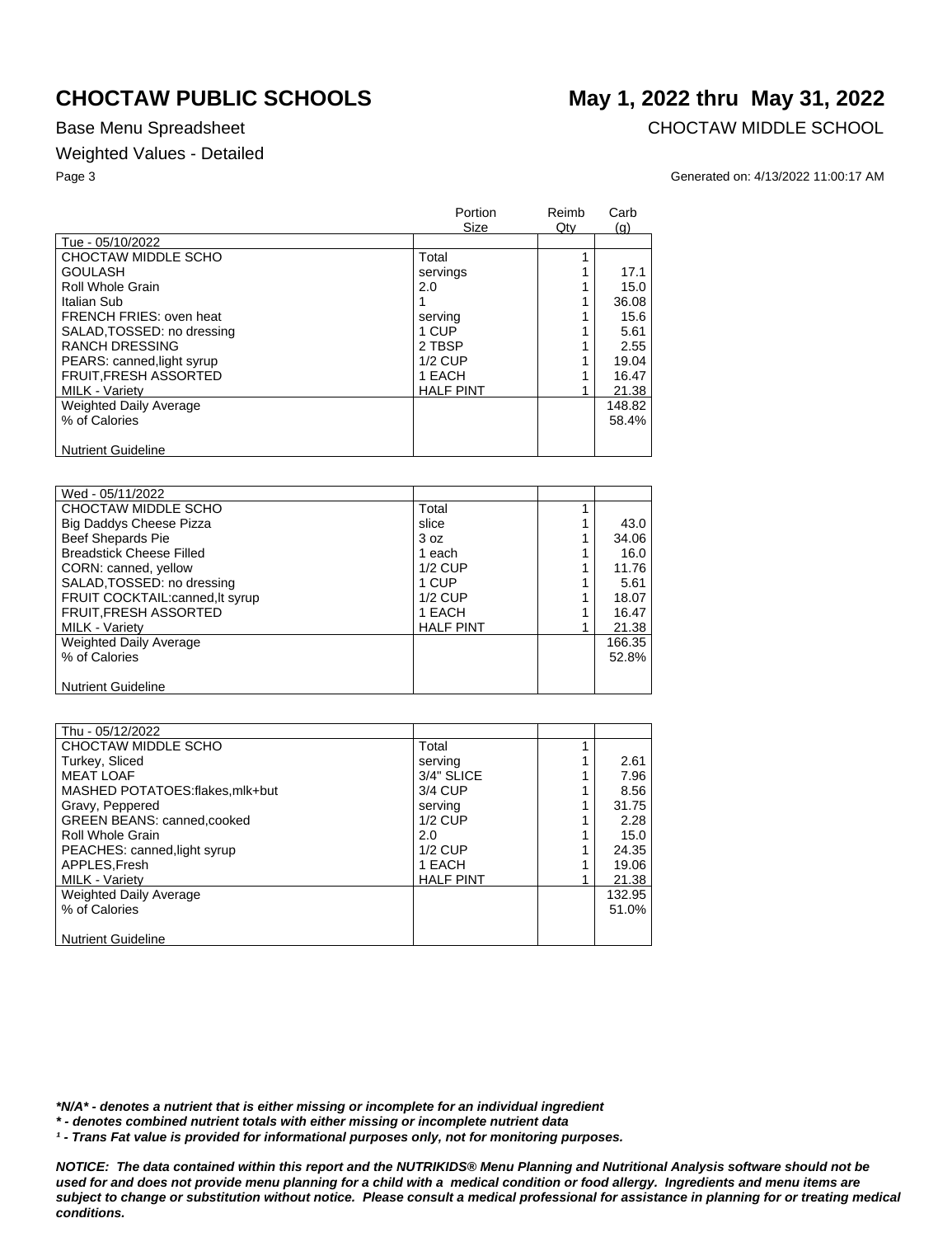# CHOCTAW PUBLIC SCHOOLS

# May 1, 2022 thru May 31, 2022

Base Menu Spreadsheet

CHOCTAW MIDDLE SCHOOL

Weighted Values - Detailed

Generated on: 4/13/2022 11:00:17 AM

| | Portion Size | Reimb Qty | Carb (g) |
|---|---|---|---|
| Tue - 05/10/2022 | | | |
| CHOCTAW MIDDLE SCHO | Total | 1 | |
| GOULASH | servings | 1 | 17.1 |
| Roll Whole Grain | 2.0 | 1 | 15.0 |
| Italian Sub | 1 | 1 | 36.08 |
| FRENCH FRIES: oven heat | serving | 1 | 15.6 |
| SALAD,TOSSED: no dressing | 1 CUP | 1 | 5.61 |
| RANCH DRESSING | 2 TBSP | 1 | 2.55 |
| PEARS: canned,light syrup | 1/2 CUP | 1 | 19.04 |
| FRUIT,FRESH ASSORTED | 1 EACH | 1 | 16.47 |
| MILK - Variety | HALF PINT | 1 | 21.38 |
| Weighted Daily Average | | | 148.82 |
| % of Calories | | | 58.4% |
| Nutrient Guideline | | | |

| | Portion Size | Reimb Qty | Carb (g) |
|---|---|---|---|
| Wed - 05/11/2022 | | | |
| CHOCTAW MIDDLE SCHO | Total | 1 | |
| Big Daddys Cheese Pizza | slice | 1 | 43.0 |
| Beef Shepards Pie | 3 oz | 1 | 34.06 |
| Breadstick Cheese Filled | 1 each | 1 | 16.0 |
| CORN: canned, yellow | 1/2 CUP | 1 | 11.76 |
| SALAD,TOSSED: no dressing | 1 CUP | 1 | 5.61 |
| FRUIT COCKTAIL:canned,lt syrup | 1/2 CUP | 1 | 18.07 |
| FRUIT,FRESH ASSORTED | 1 EACH | 1 | 16.47 |
| MILK - Variety | HALF PINT | 1 | 21.38 |
| Weighted Daily Average | | | 166.35 |
| % of Calories | | | 52.8% |
| Nutrient Guideline | | | |

| | Portion Size | Reimb Qty | Carb (g) |
|---|---|---|---|
| Thu - 05/12/2022 | | | |
| CHOCTAW MIDDLE SCHO | Total | 1 | |
| Turkey, Sliced | serving | 1 | 2.61 |
| MEAT LOAF | 3/4" SLICE | 1 | 7.96 |
| MASHED POTATOES:flakes,mlk+but | 3/4 CUP | 1 | 8.56 |
| Gravy, Peppered | serving | 1 | 31.75 |
| GREEN BEANS: canned,cooked | 1/2 CUP | 1 | 2.28 |
| Roll Whole Grain | 2.0 | 1 | 15.0 |
| PEACHES: canned,light syrup | 1/2 CUP | 1 | 24.35 |
| APPLES,Fresh | 1 EACH | 1 | 19.06 |
| MILK - Variety | HALF PINT | 1 | 21.38 |
| Weighted Daily Average | | | 132.95 |
| % of Calories | | | 51.0% |
| Nutrient Guideline | | | |

***N/A* - denotes a nutrient that is either missing or incomplete for an individual ingredient**

***\* - denotes combined nutrient totals with either missing or incomplete nutrient data***

***¹ - Trans Fat value is provided for informational purposes only, not for monitoring purposes.***

***NOTICE: The data contained within this report and the NUTRIKIDS® Menu Planning and Nutritional Analysis software should not be used for and does not provide menu planning for a child with a medical condition or food allergy. Ingredients and menu items are subject to change or substitution without notice. Please consult a medical professional for assistance in planning for or treating medical conditions.***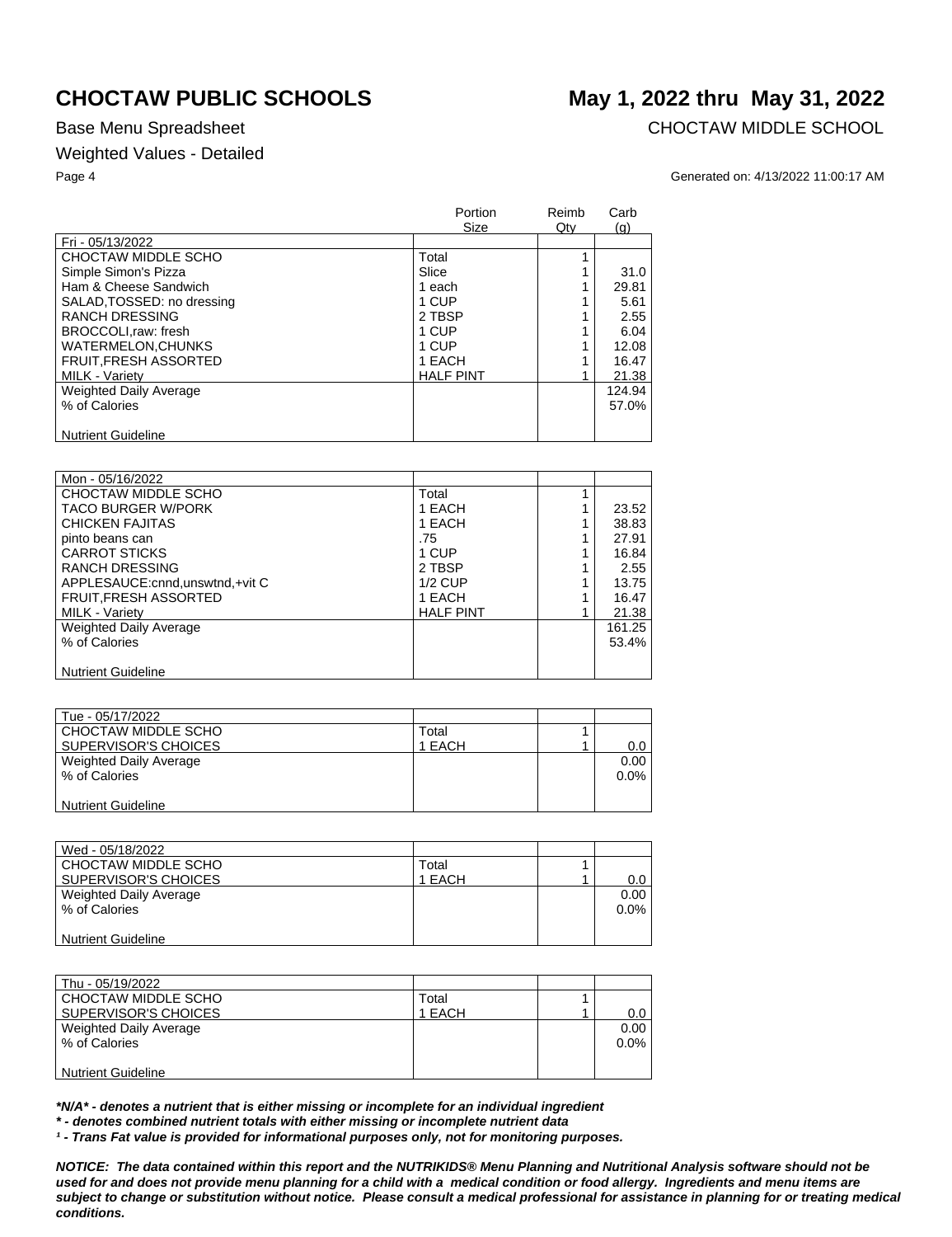# CHOCTAW PUBLIC SCHOOLS

## May 1, 2022 thru May 31, 2022

Base Menu Spreadsheet

CHOCTAW MIDDLE SCHOOL

Weighted Values - Detailed

Generated on: 4/13/2022 11:00:17 AM

| | Portion Size | Reimb Qty | Carb (g) |
|---|---|---|---|
| Fri - 05/13/2022 | | | |
| CHOCTAW MIDDLE SCHO | Total | 1 | |
| Simple Simon's Pizza | Slice | 1 | 31.0 |
| Ham & Cheese Sandwich | 1 each | 1 | 29.81 |
| SALAD,TOSSED: no dressing | 1 CUP | 1 | 5.61 |
| RANCH DRESSING | 2 TBSP | 1 | 2.55 |
| BROCCOLI,raw: fresh | 1 CUP | 1 | 6.04 |
| WATERMELON,CHUNKS | 1 CUP | 1 | 12.08 |
| FRUIT,FRESH ASSORTED | 1 EACH | 1 | 16.47 |
| MILK - Variety | HALF PINT | 1 | 21.38 |
| Weighted Daily Average | | | 124.94 |
| % of Calories | | | 57.0% |
| Nutrient Guideline | | | |

| | Portion Size | Reimb Qty | Carb (g) |
|---|---|---|---|
| Mon - 05/16/2022 | | | |
| CHOCTAW MIDDLE SCHO | Total | 1 | |
| TACO BURGER W/PORK | 1 EACH | 1 | 23.52 |
| CHICKEN FAJITAS | 1 EACH | 1 | 38.83 |
| pinto beans can | .75 | 1 | 27.91 |
| CARROT STICKS | 1 CUP | 1 | 16.84 |
| RANCH DRESSING | 2 TBSP | 1 | 2.55 |
| APPLESAUCE:cnnd,unswtnd,+vit C | 1/2 CUP | 1 | 13.75 |
| FRUIT,FRESH ASSORTED | 1 EACH | 1 | 16.47 |
| MILK - Variety | HALF PINT | 1 | 21.38 |
| Weighted Daily Average | | | 161.25 |
| % of Calories | | | 53.4% |
| Nutrient Guideline | | | |

| | Portion Size | Reimb Qty | Carb (g) |
|---|---|---|---|
| Tue - 05/17/2022 | | | |
| CHOCTAW MIDDLE SCHO | Total | 1 | |
| SUPERVISOR'S CHOICES | 1 EACH | 1 | 0.0 |
| Weighted Daily Average | | | 0.00 |
| % of Calories | | | 0.0% |
| Nutrient Guideline | | | |

| | Portion Size | Reimb Qty | Carb (g) |
|---|---|---|---|
| Wed - 05/18/2022 | | | |
| CHOCTAW MIDDLE SCHO | Total | 1 | |
| SUPERVISOR'S CHOICES | 1 EACH | 1 | 0.0 |
| Weighted Daily Average | | | 0.00 |
| % of Calories | | | 0.0% |
| Nutrient Guideline | | | |

| | Portion Size | Reimb Qty | Carb (g) |
|---|---|---|---|
| Thu - 05/19/2022 | | | |
| CHOCTAW MIDDLE SCHO | Total | 1 | |
| SUPERVISOR'S CHOICES | 1 EACH | 1 | 0.0 |
| Weighted Daily Average | | | 0.00 |
| % of Calories | | | 0.0% |
| Nutrient Guideline | | | |

***N/A* - denotes a nutrient that is either missing or incomplete for an individual ingredient**

*** - denotes combined nutrient totals with either missing or incomplete nutrient data**

***¹ - Trans Fat value is provided for informational purposes only, not for monitoring purposes.***

***NOTICE: The data contained within this report and the NUTRIKIDS® Menu Planning and Nutritional Analysis software should not be used for and does not provide menu planning for a child with a medical condition or food allergy. Ingredients and menu items are subject to change or substitution without notice. Please consult a medical professional for assistance in planning for or treating medical conditions.***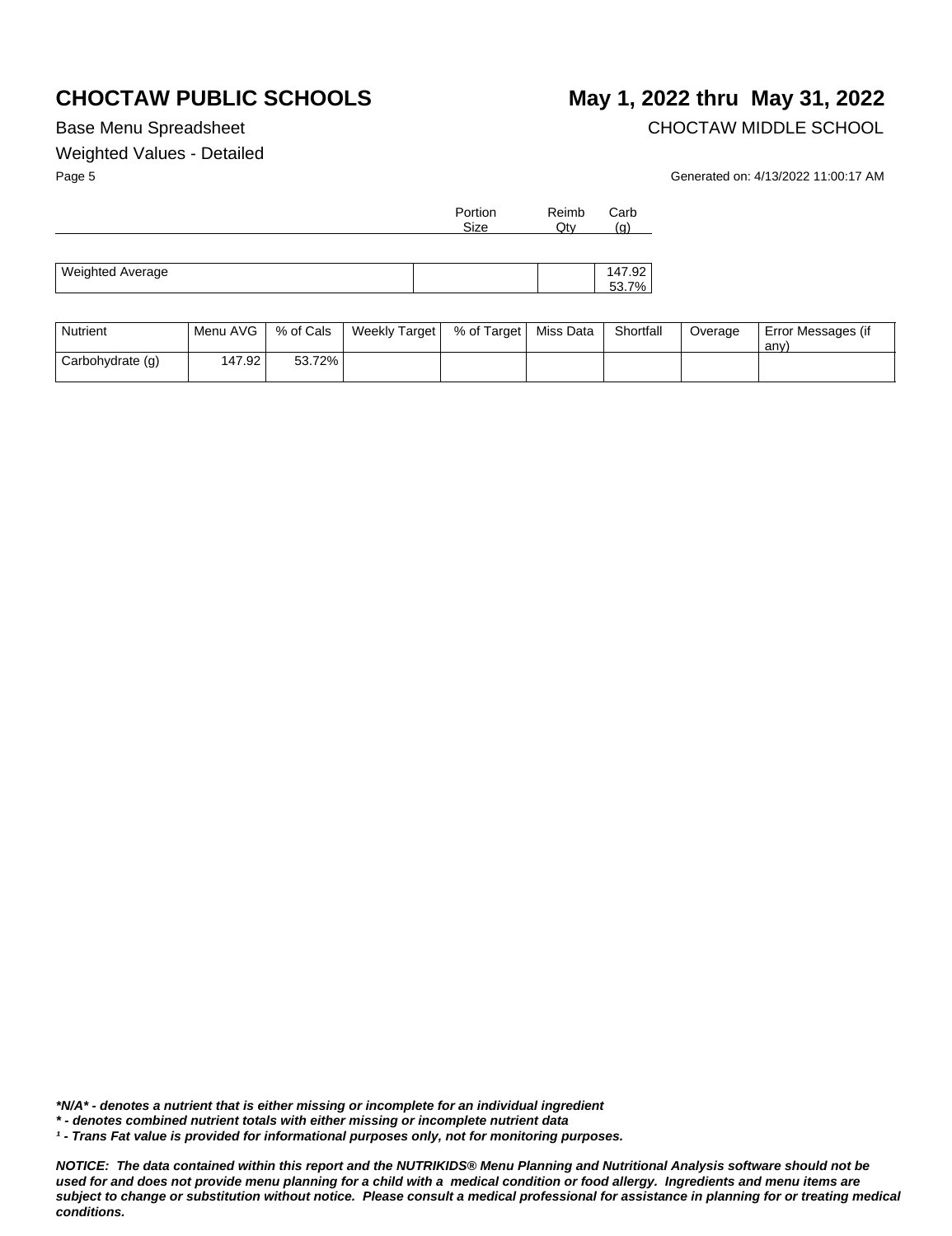# CHOCTAW PUBLIC SCHOOLS

# May 1, 2022 thru May 31, 2022

Base Menu Spreadsheet

CHOCTAW MIDDLE SCHOOL

Weighted Values - Detailed

Generated on: 4/13/2022 11:00:17 AM

| | Portion Size | Reimb Qty | Carb (g) |
|---|---|---|---|
| Weighted Average | | | 147.92<br>53.7% |

| Nutrient | Menu AVG | % of Cals | Weekly Target | % of Target | Miss Data | Shortfall | Overage | Error Messages (if any) |
|---|---|---|---|---|---|---|---|---|
| Carbohydrate (g) | 147.92 | 53.72% | | | | | | |

***N/A* - denotes a nutrient that is either missing or incomplete for an individual ingredient***

***\* - denotes combined nutrient totals with either missing or incomplete nutrient data***

***¹ - Trans Fat value is provided for informational purposes only, not for monitoring purposes.***

***NOTICE: The data contained within this report and the NUTRIKIDS® Menu Planning and Nutritional Analysis software should not be used for and does not provide menu planning for a child with a medical condition or food allergy. Ingredients and menu items are subject to change or substitution without notice. Please consult a medical professional for assistance in planning for or treating medical conditions.***